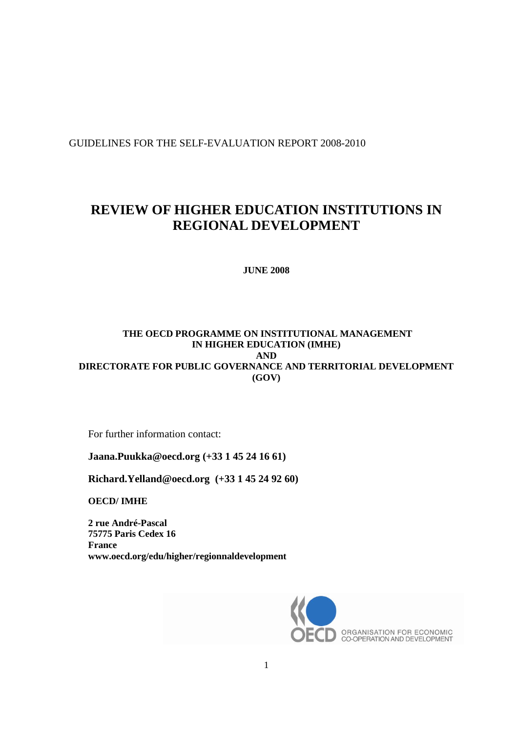GUIDELINES FOR THE SELF-EVALUATION REPORT 2008-2010

# REVIEW OF HIGHER EDUCATION INSTITUTIONS IN REGIONAL DEVELOPMENT

**JUNE 2008**

**THE OECD PROGRAMME ON INSTITUTIONAL MANAGEMENT IN HIGHER EDUCATION (IMHE)**
**AND**
**DIRECTORATE FOR PUBLIC GOVERNANCE AND TERRITORIAL DEVELOPMENT (GOV)**

For further information contact:

**Jaana.Puukka@oecd.org (+33 1 45 24 16 61)**

**Richard.Yelland@oecd.org (+33 1 45 24 92 60)**

**OECD/ IMHE**

**2 rue André-Pascal**
**75775 Paris Cedex 16**
**France**
**www.oecd.org/edu/higher/regionnaldevelopment**

ORGANISATION FOR ECONOMIC CO-OPERATION AND DEVELOPMENT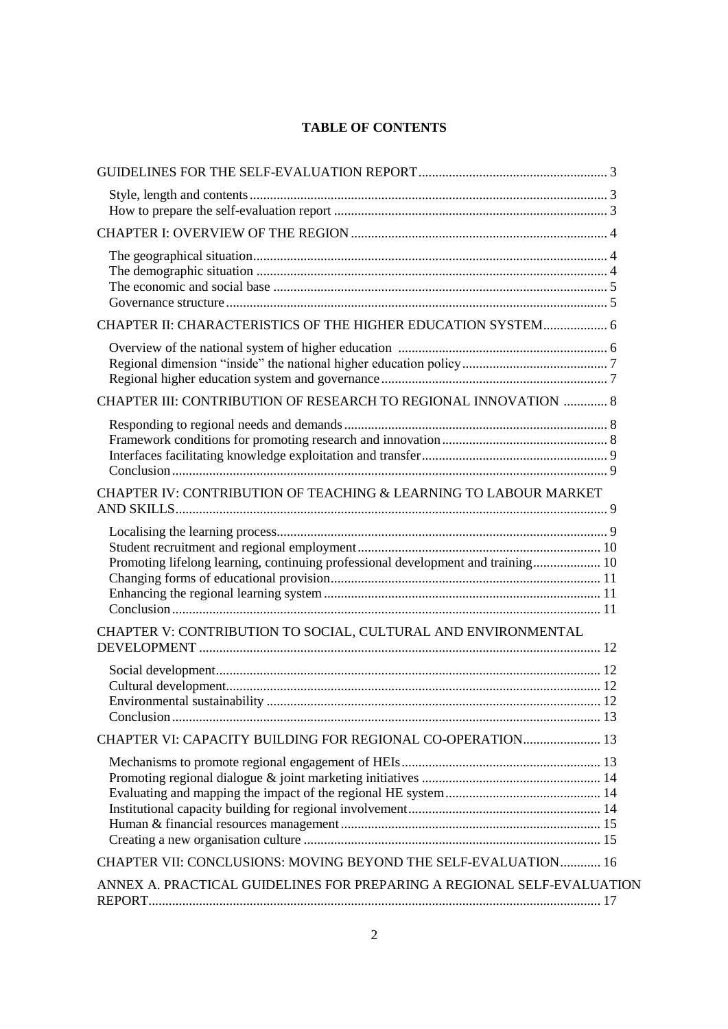# TABLE OF CONTENTS

GUIDELINES FOR THE SELF-EVALUATION REPORT ........................................................ 3

- Style, length and contents ........................................................................................ 3
- How to prepare the self-evaluation report ................................................................ 3

CHAPTER I: OVERVIEW OF THE REGION ........................................................................ 4

- The geographical situation ........................................................................................ 4
- The demographic situation ........................................................................................ 4
- The economic and social base .................................................................................. 5
- Governance structure ................................................................................................ 5

CHAPTER II: CHARACTERISTICS OF THE HIGHER EDUCATION SYSTEM .................. 6

- Overview of the national system of higher education ............................................... 6
- Regional dimension "inside" the national higher education policy ........................... 7
- Regional higher education system and governance .................................................. 7

CHAPTER III: CONTRIBUTION OF RESEARCH TO REGIONAL INNOVATION ............. 8

- Responding to regional needs and demands ............................................................. 8
- Framework conditions for promoting research and innovation ................................ 8
- Interfaces facilitating knowledge exploitation and transfer ....................................... 9
- Conclusion ................................................................................................................ 9

CHAPTER IV: CONTRIBUTION OF TEACHING & LEARNING TO LABOUR MARKET AND SKILLS ................................................................................................................ 9

- Localising the learning process ................................................................................. 9
- Student recruitment and regional employment ....................................................... 10
- Promoting lifelong learning, continuing professional development and training .... 10
- Changing forms of educational provision ............................................................... 11
- Enhancing the regional learning system ................................................................. 11
- Conclusion .............................................................................................................. 11

CHAPTER V: CONTRIBUTION TO SOCIAL, CULTURAL AND ENVIRONMENTAL DEVELOPMENT ...................................................................................................... 12

- Social development ................................................................................................. 12
- Cultural development .............................................................................................. 12
- Environmental sustainability .................................................................................. 12
- Conclusion .............................................................................................................. 13

CHAPTER VI: CAPACITY BUILDING FOR REGIONAL CO-OPERATION ....................... 13

- Mechanisms to promote regional engagement of HEIs ........................................... 13
- Promoting regional dialogue & joint marketing initiatives ..................................... 14
- Evaluating and mapping the impact of the regional HE system ............................. 14
- Institutional capacity building for regional involvement ......................................... 14
- Human & financial resources management ............................................................ 15
- Creating a new organisation culture ....................................................................... 15

CHAPTER VII: CONCLUSIONS: MOVING BEYOND THE SELF-EVALUATION ............ 16

ANNEX A. PRACTICAL GUIDELINES FOR PREPARING A REGIONAL SELF-EVALUATION REPORT .................................................................................................................... 17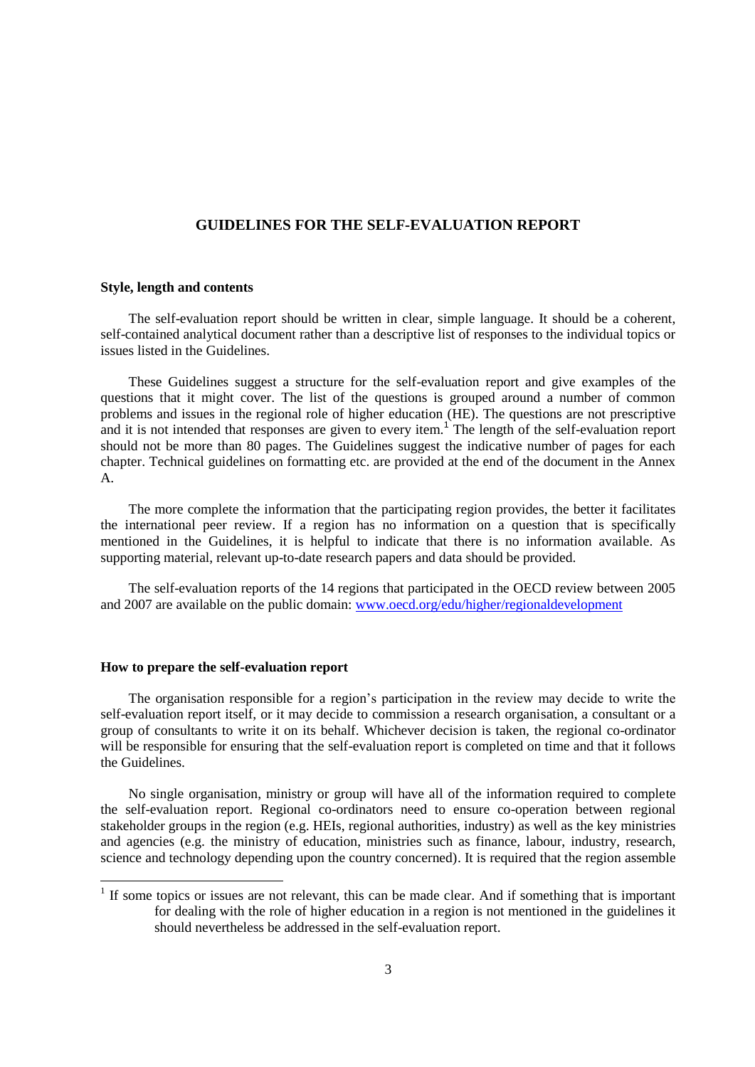# GUIDELINES FOR THE SELF-EVALUATION REPORT

## Style, length and contents

The self-evaluation report should be written in clear, simple language. It should be a coherent, self-contained analytical document rather than a descriptive list of responses to the individual topics or issues listed in the Guidelines.

These Guidelines suggest a structure for the self-evaluation report and give examples of the questions that it might cover. The list of the questions is grouped around a number of common problems and issues in the regional role of higher education (HE). The questions are not prescriptive and it is not intended that responses are given to every item.[1] The length of the self-evaluation report should not be more than 80 pages. The Guidelines suggest the indicative number of pages for each chapter. Technical guidelines on formatting etc. are provided at the end of the document in the Annex A.

The more complete the information that the participating region provides, the better it facilitates the international peer review. If a region has no information on a question that is specifically mentioned in the Guidelines, it is helpful to indicate that there is no information available. As supporting material, relevant up-to-date research papers and data should be provided.

The self-evaluation reports of the 14 regions that participated in the OECD review between 2005 and 2007 are available on the public domain: www.oecd.org/edu/higher/regionaldevelopment

## How to prepare the self-evaluation report

The organisation responsible for a region's participation in the review may decide to write the self-evaluation report itself, or it may decide to commission a research organisation, a consultant or a group of consultants to write it on its behalf. Whichever decision is taken, the regional co-ordinator will be responsible for ensuring that the self-evaluation report is completed on time and that it follows the Guidelines.

No single organisation, ministry or group will have all of the information required to complete the self-evaluation report. Regional co-ordinators need to ensure co-operation between regional stakeholder groups in the region (e.g. HEIs, regional authorities, industry) as well as the key ministries and agencies (e.g. the ministry of education, ministries such as finance, labour, industry, research, science and technology depending upon the country concerned). It is required that the region assemble

---

[1] If some topics or issues are not relevant, this can be made clear. And if something that is important for dealing with the role of higher education in a region is not mentioned in the guidelines it should nevertheless be addressed in the self-evaluation report.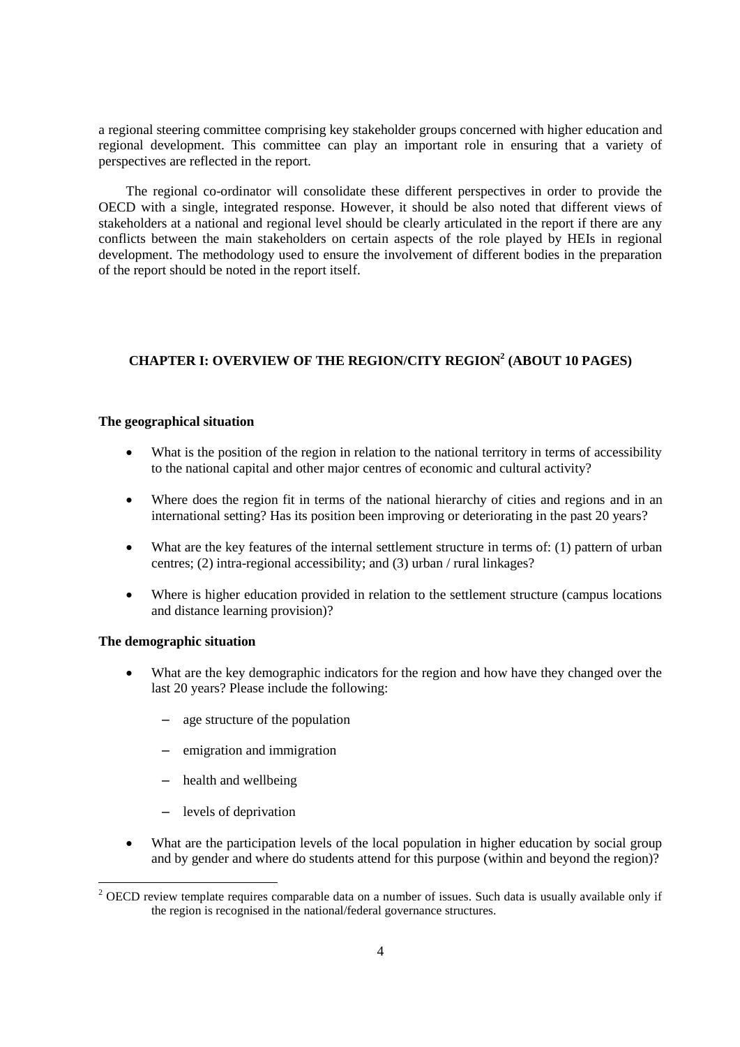a regional steering committee comprising key stakeholder groups concerned with higher education and regional development. This committee can play an important role in ensuring that a variety of perspectives are reflected in the report.

The regional co-ordinator will consolidate these different perspectives in order to provide the OECD with a single, integrated response. However, it should be also noted that different views of stakeholders at a national and regional level should be clearly articulated in the report if there are any conflicts between the main stakeholders on certain aspects of the role played by HEIs in regional development. The methodology used to ensure the involvement of different bodies in the preparation of the report should be noted in the report itself.

## CHAPTER I: OVERVIEW OF THE REGION/CITY REGION[2] (ABOUT 10 PAGES)

**The geographical situation**

- What is the position of the region in relation to the national territory in terms of accessibility to the national capital and other major centres of economic and cultural activity?
- Where does the region fit in terms of the national hierarchy of cities and regions and in an international setting? Has its position been improving or deteriorating in the past 20 years?
- What are the key features of the internal settlement structure in terms of: (1) pattern of urban centres; (2) intra-regional accessibility; and (3) urban / rural linkages?
- Where is higher education provided in relation to the settlement structure (campus locations and distance learning provision)?

**The demographic situation**

- What are the key demographic indicators for the region and how have they changed over the last 20 years? Please include the following:
  - age structure of the population
  - emigration and immigration
  - health and wellbeing
  - levels of deprivation
- What are the participation levels of the local population in higher education by social group and by gender and where do students attend for this purpose (within and beyond the region)?

[2] OECD review template requires comparable data on a number of issues. Such data is usually available only if the region is recognised in the national/federal governance structures.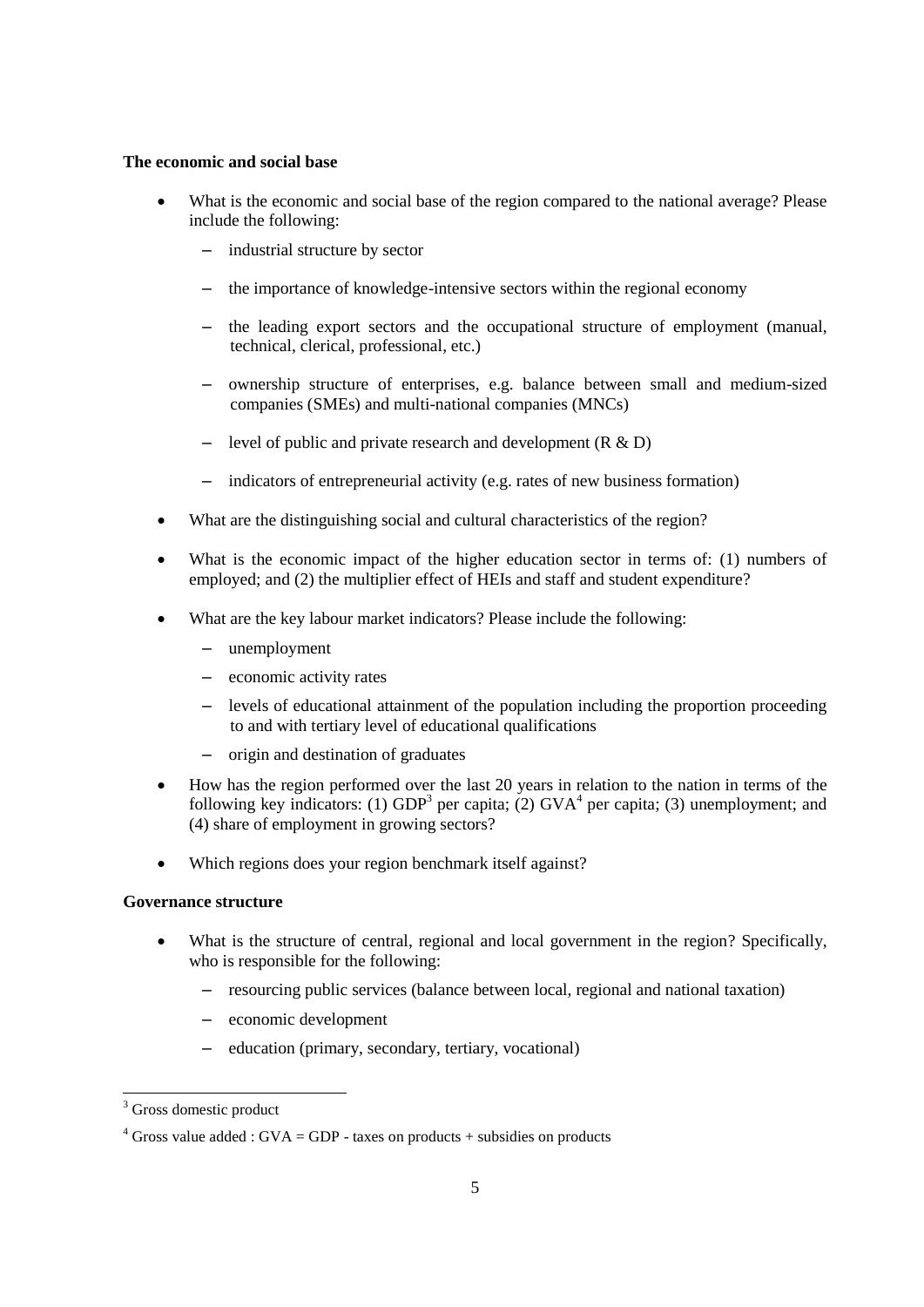**The economic and social base**

- What is the economic and social base of the region compared to the national average? Please include the following:
  - industrial structure by sector
  - the importance of knowledge-intensive sectors within the regional economy
  - the leading export sectors and the occupational structure of employment (manual, technical, clerical, professional, etc.)
  - ownership structure of enterprises, e.g. balance between small and medium-sized companies (SMEs) and multi-national companies (MNCs)
  - level of public and private research and development (R & D)
  - indicators of entrepreneurial activity (e.g. rates of new business formation)
- What are the distinguishing social and cultural characteristics of the region?
- What is the economic impact of the higher education sector in terms of: (1) numbers of employed; and (2) the multiplier effect of HEIs and staff and student expenditure?
- What are the key labour market indicators? Please include the following:
  - unemployment
  - economic activity rates
  - levels of educational attainment of the population including the proportion proceeding to and with tertiary level of educational qualifications
  - origin and destination of graduates
- How has the region performed over the last 20 years in relation to the nation in terms of the following key indicators: (1) GDP[3] per capita; (2) GVA[4] per capita; (3) unemployment; and (4) share of employment in growing sectors?
- Which regions does your region benchmark itself against?

**Governance structure**

- What is the structure of central, regional and local government in the region? Specifically, who is responsible for the following:
  - resourcing public services (balance between local, regional and national taxation)
  - economic development
  - education (primary, secondary, tertiary, vocational)

[3] Gross domestic product

[4] Gross value added : GVA = GDP - taxes on products + subsidies on products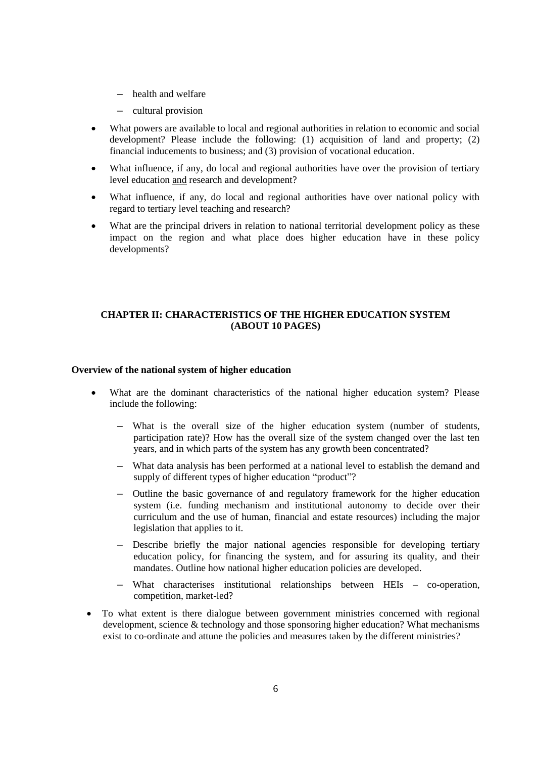- health and welfare
  - cultural provision

- What powers are available to local and regional authorities in relation to economic and social development? Please include the following: (1) acquisition of land and property; (2) financial inducements to business; and (3) provision of vocational education.
- What influence, if any, do local and regional authorities have over the provision of tertiary level education <u>and</u> research and development?
- What influence, if any, do local and regional authorities have over national policy with regard to tertiary level teaching and research?
- What are the principal drivers in relation to national territorial development policy as these impact on the region and what place does higher education have in these policy developments?

## CHAPTER II: CHARACTERISTICS OF THE HIGHER EDUCATION SYSTEM (ABOUT 10 PAGES)

**Overview of the national system of higher education**

- What are the dominant characteristics of the national higher education system? Please include the following:
  - What is the overall size of the higher education system (number of students, participation rate)? How has the overall size of the system changed over the last ten years, and in which parts of the system has any growth been concentrated?
  - What data analysis has been performed at a national level to establish the demand and supply of different types of higher education "product"?
  - Outline the basic governance of and regulatory framework for the higher education system (i.e. funding mechanism and institutional autonomy to decide over their curriculum and the use of human, financial and estate resources) including the major legislation that applies to it.
  - Describe briefly the major national agencies responsible for developing tertiary education policy, for financing the system, and for assuring its quality, and their mandates. Outline how national higher education policies are developed.
  - What characterises institutional relationships between HEIs – co-operation, competition, market-led?
- To what extent is there dialogue between government ministries concerned with regional development, science & technology and those sponsoring higher education? What mechanisms exist to co-ordinate and attune the policies and measures taken by the different ministries?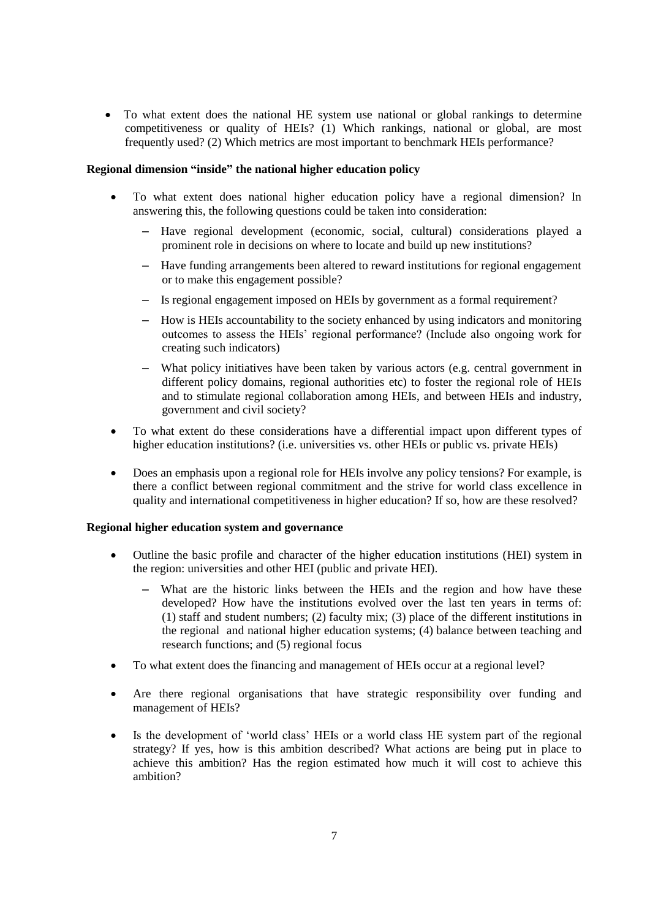- To what extent does the national HE system use national or global rankings to determine competitiveness or quality of HEIs? (1) Which rankings, national or global, are most frequently used? (2) Which metrics are most important to benchmark HEIs performance?

**Regional dimension "inside" the national higher education policy**

- To what extent does national higher education policy have a regional dimension? In answering this, the following questions could be taken into consideration:
  - Have regional development (economic, social, cultural) considerations played a prominent role in decisions on where to locate and build up new institutions?
  - Have funding arrangements been altered to reward institutions for regional engagement or to make this engagement possible?
  - Is regional engagement imposed on HEIs by government as a formal requirement?
  - How is HEIs accountability to the society enhanced by using indicators and monitoring outcomes to assess the HEIs' regional performance? (Include also ongoing work for creating such indicators)
  - What policy initiatives have been taken by various actors (e.g. central government in different policy domains, regional authorities etc) to foster the regional role of HEIs and to stimulate regional collaboration among HEIs, and between HEIs and industry, government and civil society?
- To what extent do these considerations have a differential impact upon different types of higher education institutions? (i.e. universities vs. other HEIs or public vs. private HEIs)
- Does an emphasis upon a regional role for HEIs involve any policy tensions? For example, is there a conflict between regional commitment and the strive for world class excellence in quality and international competitiveness in higher education? If so, how are these resolved?

**Regional higher education system and governance**

- Outline the basic profile and character of the higher education institutions (HEI) system in the region: universities and other HEI (public and private HEI).
  - What are the historic links between the HEIs and the region and how have these developed? How have the institutions evolved over the last ten years in terms of: (1) staff and student numbers; (2) faculty mix; (3) place of the different institutions in the regional and national higher education systems; (4) balance between teaching and research functions; and (5) regional focus
- To what extent does the financing and management of HEIs occur at a regional level?
- Are there regional organisations that have strategic responsibility over funding and management of HEIs?
- Is the development of 'world class' HEIs or a world class HE system part of the regional strategy? If yes, how is this ambition described? What actions are being put in place to achieve this ambition? Has the region estimated how much it will cost to achieve this ambition?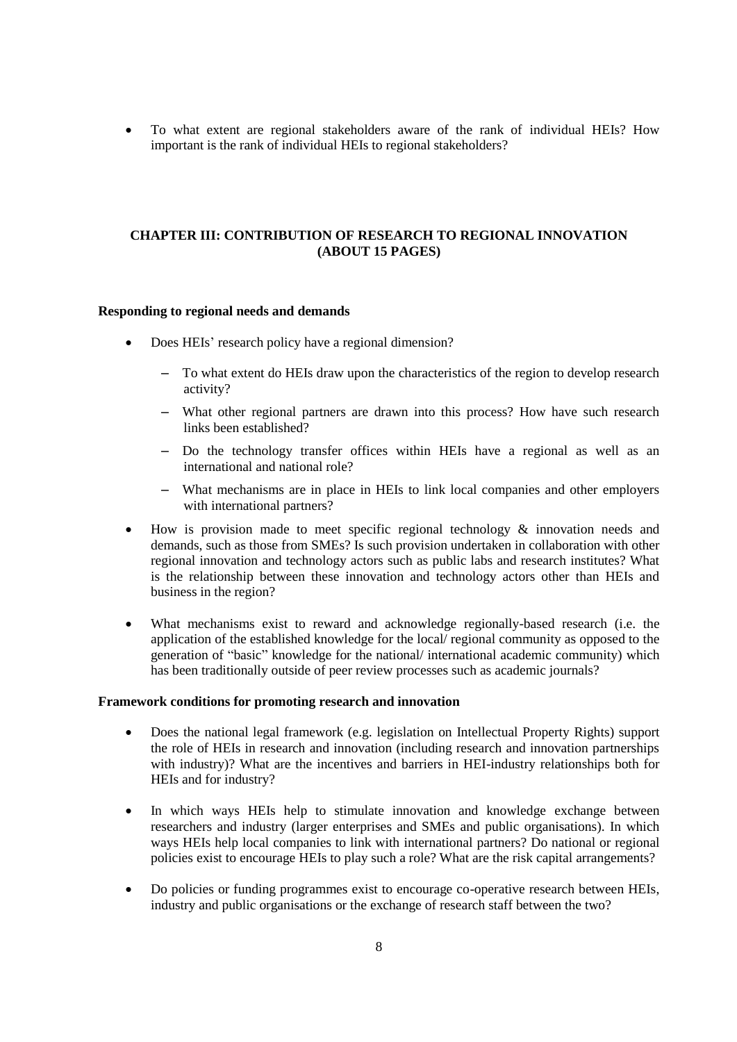- To what extent are regional stakeholders aware of the rank of individual HEIs? How important is the rank of individual HEIs to regional stakeholders?

## CHAPTER III: CONTRIBUTION OF RESEARCH TO REGIONAL INNOVATION (ABOUT 15 PAGES)

**Responding to regional needs and demands**

- Does HEIs' research policy have a regional dimension?
  - To what extent do HEIs draw upon the characteristics of the region to develop research activity?
  - What other regional partners are drawn into this process? How have such research links been established?
  - Do the technology transfer offices within HEIs have a regional as well as an international and national role?
  - What mechanisms are in place in HEIs to link local companies and other employers with international partners?
- How is provision made to meet specific regional technology & innovation needs and demands, such as those from SMEs? Is such provision undertaken in collaboration with other regional innovation and technology actors such as public labs and research institutes? What is the relationship between these innovation and technology actors other than HEIs and business in the region?
- What mechanisms exist to reward and acknowledge regionally-based research (i.e. the application of the established knowledge for the local/ regional community as opposed to the generation of "basic" knowledge for the national/ international academic community) which has been traditionally outside of peer review processes such as academic journals?

**Framework conditions for promoting research and innovation**

- Does the national legal framework (e.g. legislation on Intellectual Property Rights) support the role of HEIs in research and innovation (including research and innovation partnerships with industry)? What are the incentives and barriers in HEI-industry relationships both for HEIs and for industry?
- In which ways HEIs help to stimulate innovation and knowledge exchange between researchers and industry (larger enterprises and SMEs and public organisations). In which ways HEIs help local companies to link with international partners? Do national or regional policies exist to encourage HEIs to play such a role? What are the risk capital arrangements?
- Do policies or funding programmes exist to encourage co-operative research between HEIs, industry and public organisations or the exchange of research staff between the two?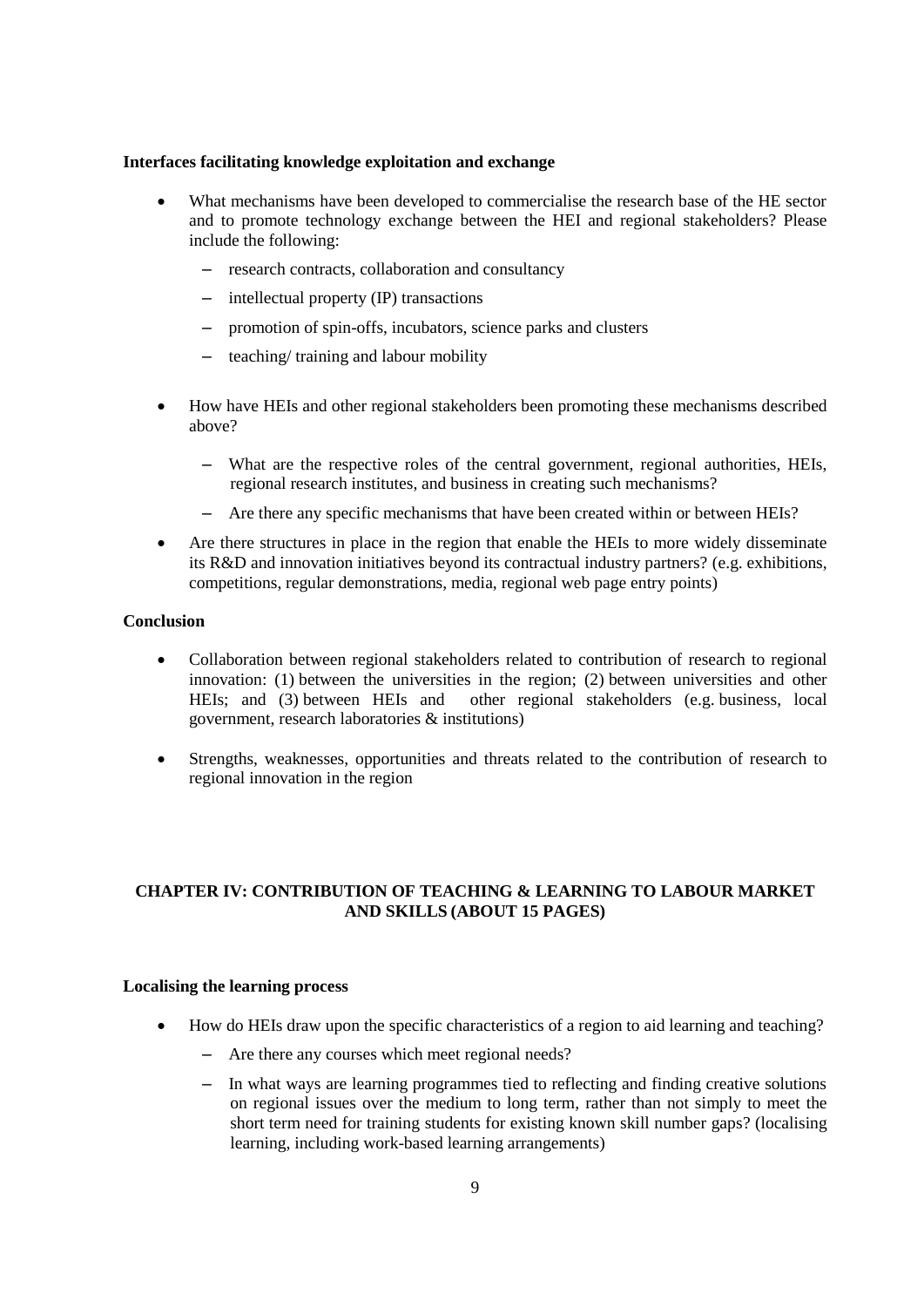**Interfaces facilitating knowledge exploitation and exchange**

- What mechanisms have been developed to commercialise the research base of the HE sector and to promote technology exchange between the HEI and regional stakeholders? Please include the following:
  - research contracts, collaboration and consultancy
  - intellectual property (IP) transactions
  - promotion of spin-offs, incubators, science parks and clusters
  - teaching/ training and labour mobility
- How have HEIs and other regional stakeholders been promoting these mechanisms described above?
  - What are the respective roles of the central government, regional authorities, HEIs, regional research institutes, and business in creating such mechanisms?
  - Are there any specific mechanisms that have been created within or between HEIs?
- Are there structures in place in the region that enable the HEIs to more widely disseminate its R&D and innovation initiatives beyond its contractual industry partners? (e.g. exhibitions, competitions, regular demonstrations, media, regional web page entry points)

**Conclusion**

- Collaboration between regional stakeholders related to contribution of research to regional innovation: (1) between the universities in the region; (2) between universities and other HEIs; and (3) between HEIs and other regional stakeholders (e.g. business, local government, research laboratories & institutions)
- Strengths, weaknesses, opportunities and threats related to the contribution of research to regional innovation in the region

## CHAPTER IV: CONTRIBUTION OF TEACHING & LEARNING TO LABOUR MARKET AND SKILLS (ABOUT 15 PAGES)

**Localising the learning process**

- How do HEIs draw upon the specific characteristics of a region to aid learning and teaching?
  - Are there any courses which meet regional needs?
  - In what ways are learning programmes tied to reflecting and finding creative solutions on regional issues over the medium to long term, rather than not simply to meet the short term need for training students for existing known skill number gaps? (localising learning, including work-based learning arrangements)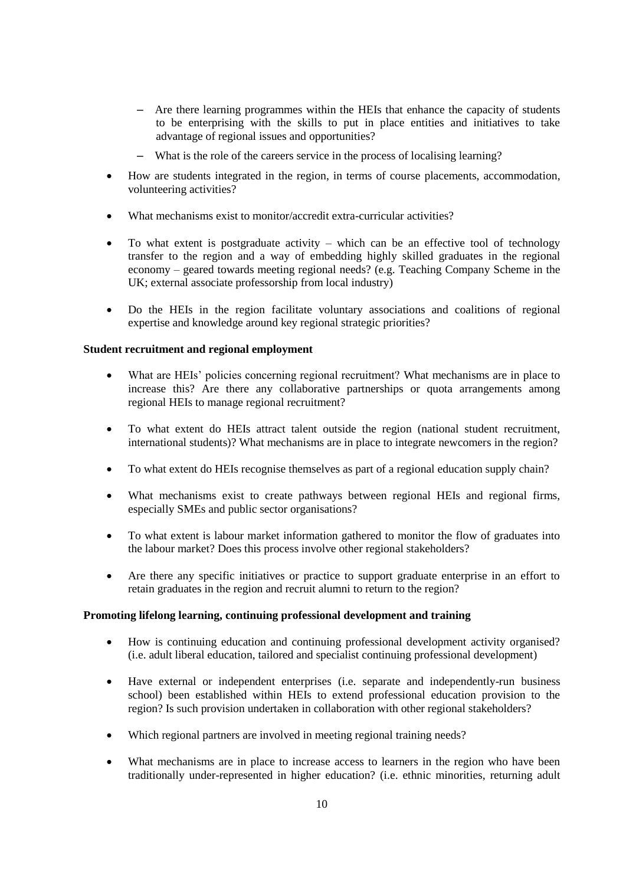- Are there learning programmes within the HEIs that enhance the capacity of students to be enterprising with the skills to put in place entities and initiatives to take advantage of regional issues and opportunities?
  - What is the role of the careers service in the process of localising learning?

- How are students integrated in the region, in terms of course placements, accommodation, volunteering activities?
- What mechanisms exist to monitor/accredit extra-curricular activities?
- To what extent is postgraduate activity – which can be an effective tool of technology transfer to the region and a way of embedding highly skilled graduates in the regional economy – geared towards meeting regional needs? (e.g. Teaching Company Scheme in the UK; external associate professorship from local industry)
- Do the HEIs in the region facilitate voluntary associations and coalitions of regional expertise and knowledge around key regional strategic priorities?

**Student recruitment and regional employment**

- What are HEIs' policies concerning regional recruitment? What mechanisms are in place to increase this? Are there any collaborative partnerships or quota arrangements among regional HEIs to manage regional recruitment?
- To what extent do HEIs attract talent outside the region (national student recruitment, international students)? What mechanisms are in place to integrate newcomers in the region?
- To what extent do HEIs recognise themselves as part of a regional education supply chain?
- What mechanisms exist to create pathways between regional HEIs and regional firms, especially SMEs and public sector organisations?
- To what extent is labour market information gathered to monitor the flow of graduates into the labour market? Does this process involve other regional stakeholders?
- Are there any specific initiatives or practice to support graduate enterprise in an effort to retain graduates in the region and recruit alumni to return to the region?

**Promoting lifelong learning, continuing professional development and training**

- How is continuing education and continuing professional development activity organised? (i.e. adult liberal education, tailored and specialist continuing professional development)
- Have external or independent enterprises (i.e. separate and independently-run business school) been established within HEIs to extend professional education provision to the region? Is such provision undertaken in collaboration with other regional stakeholders?
- Which regional partners are involved in meeting regional training needs?
- What mechanisms are in place to increase access to learners in the region who have been traditionally under-represented in higher education? (i.e. ethnic minorities, returning adult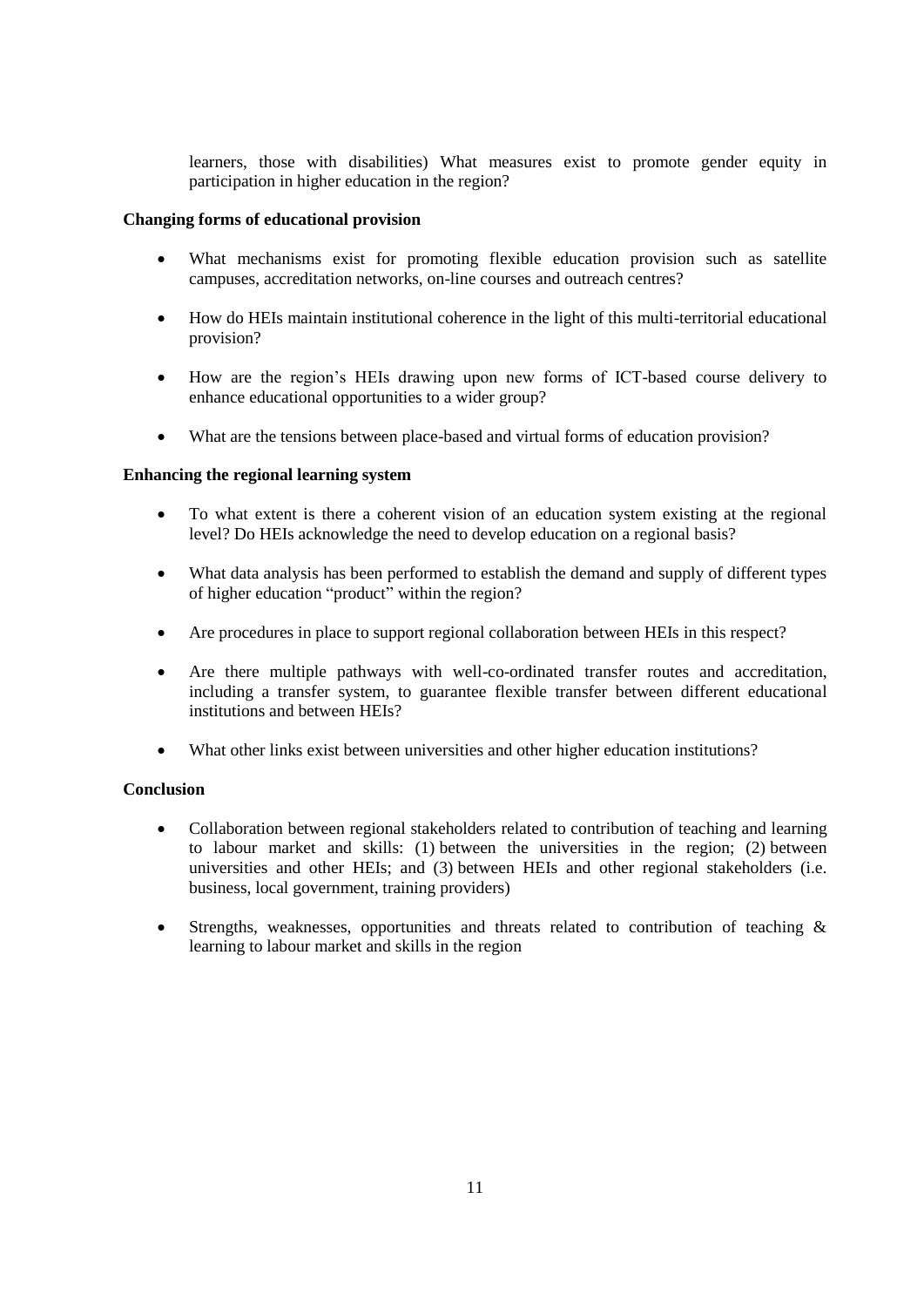learners, those with disabilities) What measures exist to promote gender equity in participation in higher education in the region?

**Changing forms of educational provision**

- What mechanisms exist for promoting flexible education provision such as satellite campuses, accreditation networks, on-line courses and outreach centres?
- How do HEIs maintain institutional coherence in the light of this multi-territorial educational provision?
- How are the region's HEIs drawing upon new forms of ICT-based course delivery to enhance educational opportunities to a wider group?
- What are the tensions between place-based and virtual forms of education provision?

**Enhancing the regional learning system**

- To what extent is there a coherent vision of an education system existing at the regional level? Do HEIs acknowledge the need to develop education on a regional basis?
- What data analysis has been performed to establish the demand and supply of different types of higher education "product" within the region?
- Are procedures in place to support regional collaboration between HEIs in this respect?
- Are there multiple pathways with well-co-ordinated transfer routes and accreditation, including a transfer system, to guarantee flexible transfer between different educational institutions and between HEIs?
- What other links exist between universities and other higher education institutions?

**Conclusion**

- Collaboration between regional stakeholders related to contribution of teaching and learning to labour market and skills: (1) between the universities in the region; (2) between universities and other HEIs; and (3) between HEIs and other regional stakeholders (i.e. business, local government, training providers)
- Strengths, weaknesses, opportunities and threats related to contribution of teaching & learning to labour market and skills in the region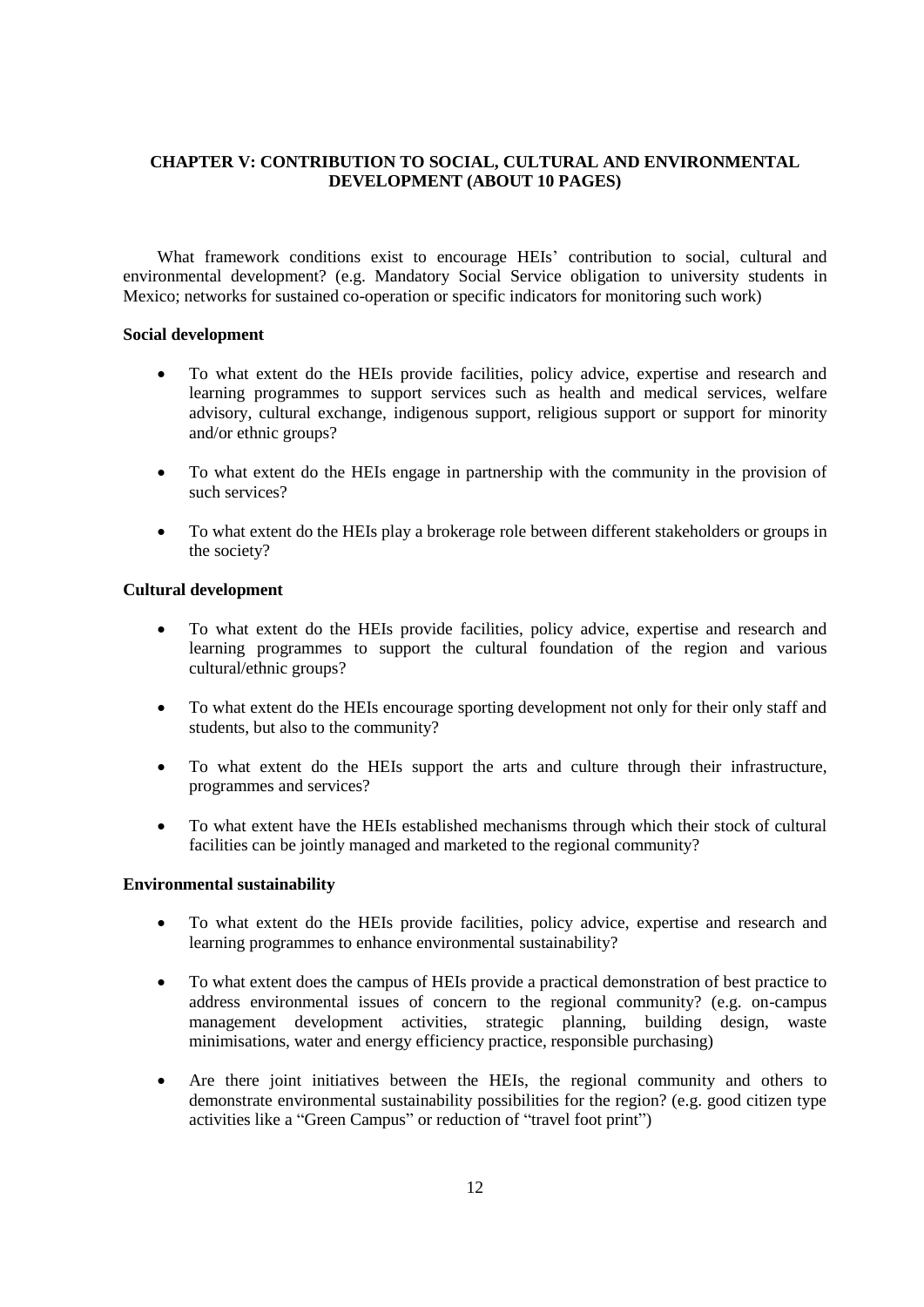## CHAPTER V: CONTRIBUTION TO SOCIAL, CULTURAL AND ENVIRONMENTAL DEVELOPMENT (ABOUT 10 PAGES)

What framework conditions exist to encourage HEIs' contribution to social, cultural and environmental development? (e.g. Mandatory Social Service obligation to university students in Mexico; networks for sustained co-operation or specific indicators for monitoring such work)

**Social development**

- To what extent do the HEIs provide facilities, policy advice, expertise and research and learning programmes to support services such as health and medical services, welfare advisory, cultural exchange, indigenous support, religious support or support for minority and/or ethnic groups?
- To what extent do the HEIs engage in partnership with the community in the provision of such services?
- To what extent do the HEIs play a brokerage role between different stakeholders or groups in the society?

**Cultural development**

- To what extent do the HEIs provide facilities, policy advice, expertise and research and learning programmes to support the cultural foundation of the region and various cultural/ethnic groups?
- To what extent do the HEIs encourage sporting development not only for their only staff and students, but also to the community?
- To what extent do the HEIs support the arts and culture through their infrastructure, programmes and services?
- To what extent have the HEIs established mechanisms through which their stock of cultural facilities can be jointly managed and marketed to the regional community?

**Environmental sustainability**

- To what extent do the HEIs provide facilities, policy advice, expertise and research and learning programmes to enhance environmental sustainability?
- To what extent does the campus of HEIs provide a practical demonstration of best practice to address environmental issues of concern to the regional community? (e.g. on-campus management development activities, strategic planning, building design, waste minimisations, water and energy efficiency practice, responsible purchasing)
- Are there joint initiatives between the HEIs, the regional community and others to demonstrate environmental sustainability possibilities for the region? (e.g. good citizen type activities like a "Green Campus" or reduction of "travel foot print")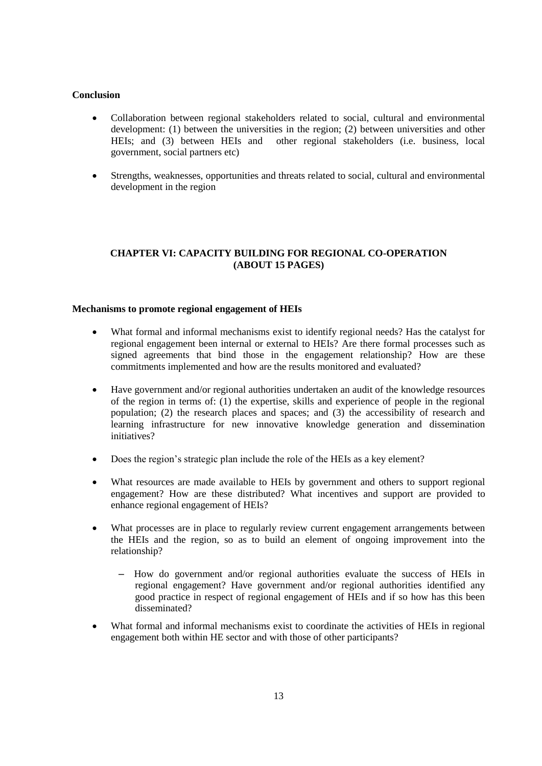**Conclusion**

- Collaboration between regional stakeholders related to social, cultural and environmental development: (1) between the universities in the region; (2) between universities and other HEIs; and (3) between HEIs and other regional stakeholders (i.e. business, local government, social partners etc)

- Strengths, weaknesses, opportunities and threats related to social, cultural and environmental development in the region

## CHAPTER VI: CAPACITY BUILDING FOR REGIONAL CO-OPERATION (ABOUT 15 PAGES)

**Mechanisms to promote regional engagement of HEIs**

- What formal and informal mechanisms exist to identify regional needs? Has the catalyst for regional engagement been internal or external to HEIs? Are there formal processes such as signed agreements that bind those in the engagement relationship? How are these commitments implemented and how are the results monitored and evaluated?

- Have government and/or regional authorities undertaken an audit of the knowledge resources of the region in terms of: (1) the expertise, skills and experience of people in the regional population; (2) the research places and spaces; and (3) the accessibility of research and learning infrastructure for new innovative knowledge generation and dissemination initiatives?

- Does the region's strategic plan include the role of the HEIs as a key element?

- What resources are made available to HEIs by government and others to support regional engagement? How are these distributed? What incentives and support are provided to enhance regional engagement of HEIs?

- What processes are in place to regularly review current engagement arrangements between the HEIs and the region, so as to build an element of ongoing improvement into the relationship?

  - How do government and/or regional authorities evaluate the success of HEIs in regional engagement? Have government and/or regional authorities identified any good practice in respect of regional engagement of HEIs and if so how has this been disseminated?

- What formal and informal mechanisms exist to coordinate the activities of HEIs in regional engagement both within HE sector and with those of other participants?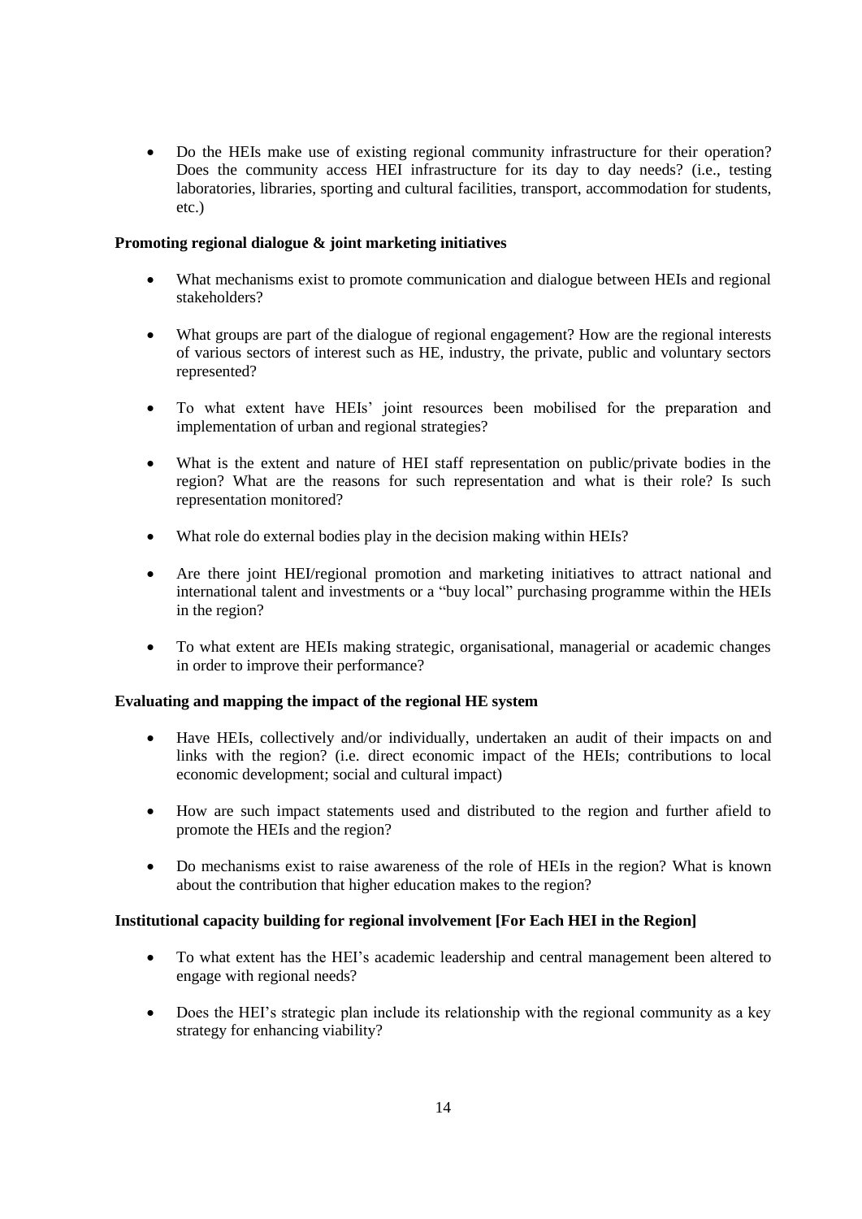- Do the HEIs make use of existing regional community infrastructure for their operation? Does the community access HEI infrastructure for its day to day needs? (i.e., testing laboratories, libraries, sporting and cultural facilities, transport, accommodation for students, etc.)

**Promoting regional dialogue & joint marketing initiatives**

- What mechanisms exist to promote communication and dialogue between HEIs and regional stakeholders?

- What groups are part of the dialogue of regional engagement? How are the regional interests of various sectors of interest such as HE, industry, the private, public and voluntary sectors represented?

- To what extent have HEIs' joint resources been mobilised for the preparation and implementation of urban and regional strategies?

- What is the extent and nature of HEI staff representation on public/private bodies in the region? What are the reasons for such representation and what is their role? Is such representation monitored?

- What role do external bodies play in the decision making within HEIs?

- Are there joint HEI/regional promotion and marketing initiatives to attract national and international talent and investments or a "buy local" purchasing programme within the HEIs in the region?

- To what extent are HEIs making strategic, organisational, managerial or academic changes in order to improve their performance?

**Evaluating and mapping the impact of the regional HE system**

- Have HEIs, collectively and/or individually, undertaken an audit of their impacts on and links with the region? (i.e. direct economic impact of the HEIs; contributions to local economic development; social and cultural impact)

- How are such impact statements used and distributed to the region and further afield to promote the HEIs and the region?

- Do mechanisms exist to raise awareness of the role of HEIs in the region? What is known about the contribution that higher education makes to the region?

**Institutional capacity building for regional involvement [For Each HEI in the Region]**

- To what extent has the HEI's academic leadership and central management been altered to engage with regional needs?

- Does the HEI's strategic plan include its relationship with the regional community as a key strategy for enhancing viability?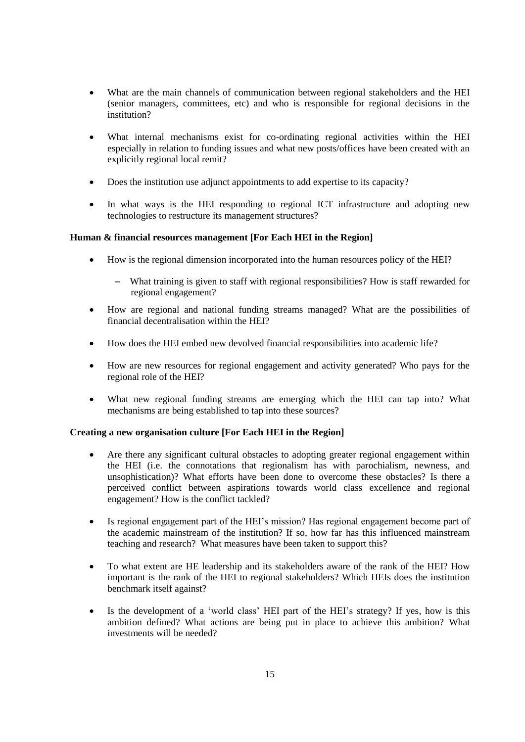- What are the main channels of communication between regional stakeholders and the HEI (senior managers, committees, etc) and who is responsible for regional decisions in the institution?

- What internal mechanisms exist for co-ordinating regional activities within the HEI especially in relation to funding issues and what new posts/offices have been created with an explicitly regional local remit?

- Does the institution use adjunct appointments to add expertise to its capacity?

- In what ways is the HEI responding to regional ICT infrastructure and adopting new technologies to restructure its management structures?

**Human & financial resources management [For Each HEI in the Region]**

- How is the regional dimension incorporated into the human resources policy of the HEI?
  - What training is given to staff with regional responsibilities? How is staff rewarded for regional engagement?

- How are regional and national funding streams managed? What are the possibilities of financial decentralisation within the HEI?

- How does the HEI embed new devolved financial responsibilities into academic life?

- How are new resources for regional engagement and activity generated? Who pays for the regional role of the HEI?

- What new regional funding streams are emerging which the HEI can tap into? What mechanisms are being established to tap into these sources?

**Creating a new organisation culture [For Each HEI in the Region]**

- Are there any significant cultural obstacles to adopting greater regional engagement within the HEI (i.e. the connotations that regionalism has with parochialism, newness, and unsophistication)? What efforts have been done to overcome these obstacles? Is there a perceived conflict between aspirations towards world class excellence and regional engagement? How is the conflict tackled?

- Is regional engagement part of the HEI's mission? Has regional engagement become part of the academic mainstream of the institution? If so, how far has this influenced mainstream teaching and research? What measures have been taken to support this?

- To what extent are HE leadership and its stakeholders aware of the rank of the HEI? How important is the rank of the HEI to regional stakeholders? Which HEIs does the institution benchmark itself against?

- Is the development of a 'world class' HEI part of the HEI's strategy? If yes, how is this ambition defined? What actions are being put in place to achieve this ambition? What investments will be needed?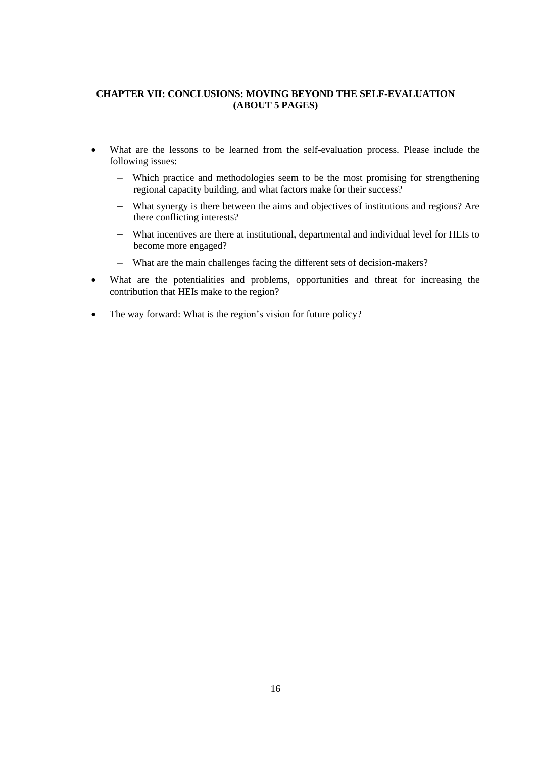## CHAPTER VII: CONCLUSIONS: MOVING BEYOND THE SELF-EVALUATION (ABOUT 5 PAGES)

- What are the lessons to be learned from the self-evaluation process. Please include the following issues:
  - Which practice and methodologies seem to be the most promising for strengthening regional capacity building, and what factors make for their success?
  - What synergy is there between the aims and objectives of institutions and regions? Are there conflicting interests?
  - What incentives are there at institutional, departmental and individual level for HEIs to become more engaged?
  - What are the main challenges facing the different sets of decision-makers?
- What are the potentialities and problems, opportunities and threat for increasing the contribution that HEIs make to the region?
- The way forward: What is the region's vision for future policy?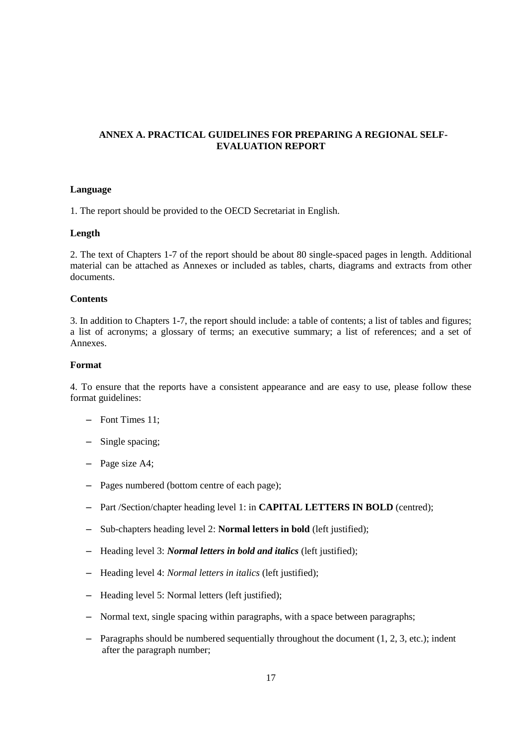# ANNEX A. PRACTICAL GUIDELINES FOR PREPARING A REGIONAL SELF-EVALUATION REPORT

## Language

1. The report should be provided to the OECD Secretariat in English.

## Length

2. The text of Chapters 1-7 of the report should be about 80 single-spaced pages in length. Additional material can be attached as Annexes or included as tables, charts, diagrams and extracts from other documents.

## Contents

3. In addition to Chapters 1-7, the report should include: a table of contents; a list of tables and figures; a list of acronyms; a glossary of terms; an executive summary; a list of references; and a set of Annexes.

## Format

4. To ensure that the reports have a consistent appearance and are easy to use, please follow these format guidelines:

- Font Times 11;
- Single spacing;
- Page size A4;
- Pages numbered (bottom centre of each page);
- Part /Section/chapter heading level 1: in **CAPITAL LETTERS IN BOLD** (centred);
- Sub-chapters heading level 2: **Normal letters in bold** (left justified);
- Heading level 3: ***Normal letters in bold and italics*** (left justified);
- Heading level 4: *Normal letters in italics* (left justified);
- Heading level 5: Normal letters (left justified);
- Normal text, single spacing within paragraphs, with a space between paragraphs;
- Paragraphs should be numbered sequentially throughout the document (1, 2, 3, etc.); indent after the paragraph number;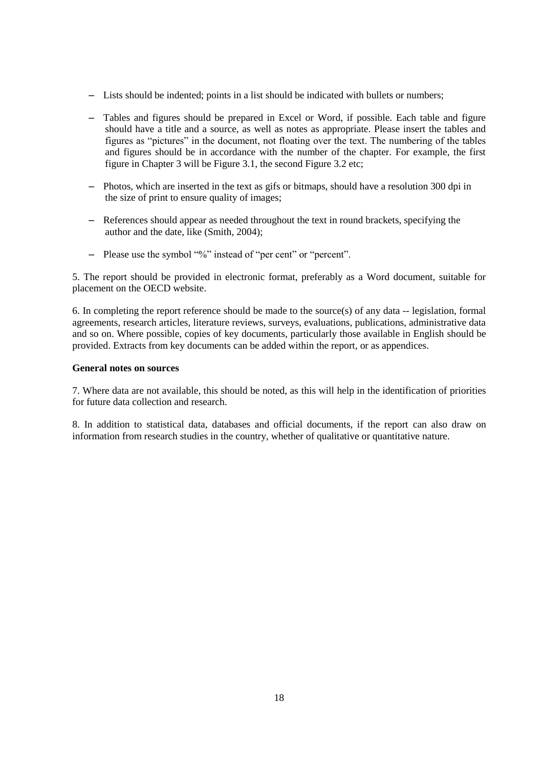- Lists should be indented; points in a list should be indicated with bullets or numbers;
- Tables and figures should be prepared in Excel or Word, if possible. Each table and figure should have a title and a source, as well as notes as appropriate. Please insert the tables and figures as "pictures" in the document, not floating over the text. The numbering of the tables and figures should be in accordance with the number of the chapter. For example, the first figure in Chapter 3 will be Figure 3.1, the second Figure 3.2 etc;
- Photos, which are inserted in the text as gifs or bitmaps, should have a resolution 300 dpi in the size of print to ensure quality of images;
- References should appear as needed throughout the text in round brackets, specifying the author and the date, like (Smith, 2004);
- Please use the symbol "%" instead of "per cent" or "percent".

5. The report should be provided in electronic format, preferably as a Word document, suitable for placement on the OECD website.

6. In completing the report reference should be made to the source(s) of any data -- legislation, formal agreements, research articles, literature reviews, surveys, evaluations, publications, administrative data and so on. Where possible, copies of key documents, particularly those available in English should be provided. Extracts from key documents can be added within the report, or as appendices.

**General notes on sources**

7. Where data are not available, this should be noted, as this will help in the identification of priorities for future data collection and research.

8. In addition to statistical data, databases and official documents, if the report can also draw on information from research studies in the country, whether of qualitative or quantitative nature.